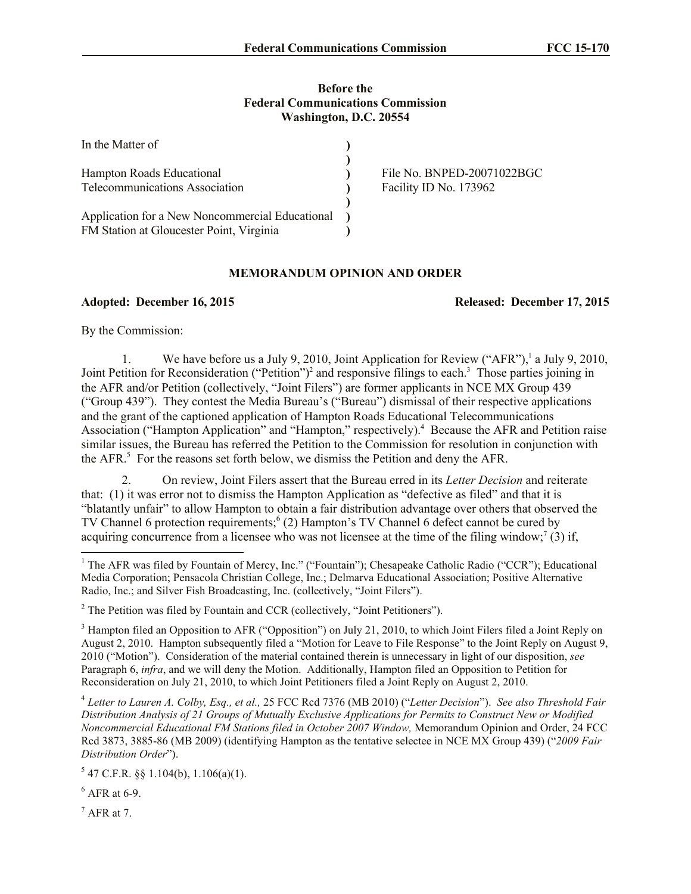**Before the**
**Federal Communications Commission**
**Washington, D.C. 20554**

| | | |
|---|---|---|
| In the Matter of | ) | |
| | ) | |
| Hampton Roads Educational Telecommunications Association | ) | File No. BNPED-20071022BGC Facility ID No. 173962 |
| | ) | |
| Application for a New Noncommercial Educational FM Station at Gloucester Point, Virginia | ) | |

**MEMORANDUM OPINION AND ORDER**

**Adopted: December 16, 2015** **Released: December 17, 2015**

By the Commission:

1. We have before us a July 9, 2010, Joint Application for Review ("AFR"),[1] a July 9, 2010, Joint Petition for Reconsideration ("Petition")[2] and responsive filings to each.[3] Those parties joining in the AFR and/or Petition (collectively, "Joint Filers") are former applicants in NCE MX Group 439 ("Group 439"). They contest the Media Bureau's ("Bureau") dismissal of their respective applications and the grant of the captioned application of Hampton Roads Educational Telecommunications Association ("Hampton Application" and "Hampton," respectively).[4] Because the AFR and Petition raise similar issues, the Bureau has referred the Petition to the Commission for resolution in conjunction with the AFR.[5] For the reasons set forth below, we dismiss the Petition and deny the AFR.

2. On review, Joint Filers assert that the Bureau erred in its *Letter Decision* and reiterate that: (1) it was error not to dismiss the Hampton Application as "defective as filed" and that it is "blatantly unfair" to allow Hampton to obtain a fair distribution advantage over others that observed the TV Channel 6 protection requirements;[6] (2) Hampton's TV Channel 6 defect cannot be cured by acquiring concurrence from a licensee who was not licensee at the time of the filing window;[7] (3) if,

---

[1] The AFR was filed by Fountain of Mercy, Inc." ("Fountain"); Chesapeake Catholic Radio ("CCR"); Educational Media Corporation; Pensacola Christian College, Inc.; Delmarva Educational Association; Positive Alternative Radio, Inc.; and Silver Fish Broadcasting, Inc. (collectively, "Joint Filers").

[2] The Petition was filed by Fountain and CCR (collectively, "Joint Petitioners").

[3] Hampton filed an Opposition to AFR ("Opposition") on July 21, 2010, to which Joint Filers filed a Joint Reply on August 2, 2010. Hampton subsequently filed a "Motion for Leave to File Response" to the Joint Reply on August 9, 2010 ("Motion"). Consideration of the material contained therein is unnecessary in light of our disposition, *see* Paragraph 6, *infra*, and we will deny the Motion. Additionally, Hampton filed an Opposition to Petition for Reconsideration on July 21, 2010, to which Joint Petitioners filed a Joint Reply on August 2, 2010.

[4] *Letter to Lauren A. Colby, Esq., et al.,* 25 FCC Rcd 7376 (MB 2010) ("*Letter Decision*"). *See also Threshold Fair Distribution Analysis of 21 Groups of Mutually Exclusive Applications for Permits to Construct New or Modified Noncommercial Educational FM Stations filed in October 2007 Window,* Memorandum Opinion and Order, 24 FCC Rcd 3873, 3885-86 (MB 2009) (identifying Hampton as the tentative selectee in NCE MX Group 439) ("*2009 Fair Distribution Order*").

[5] 47 C.F.R. §§ 1.104(b), 1.106(a)(1).

[6] AFR at 6-9.

[7] AFR at 7.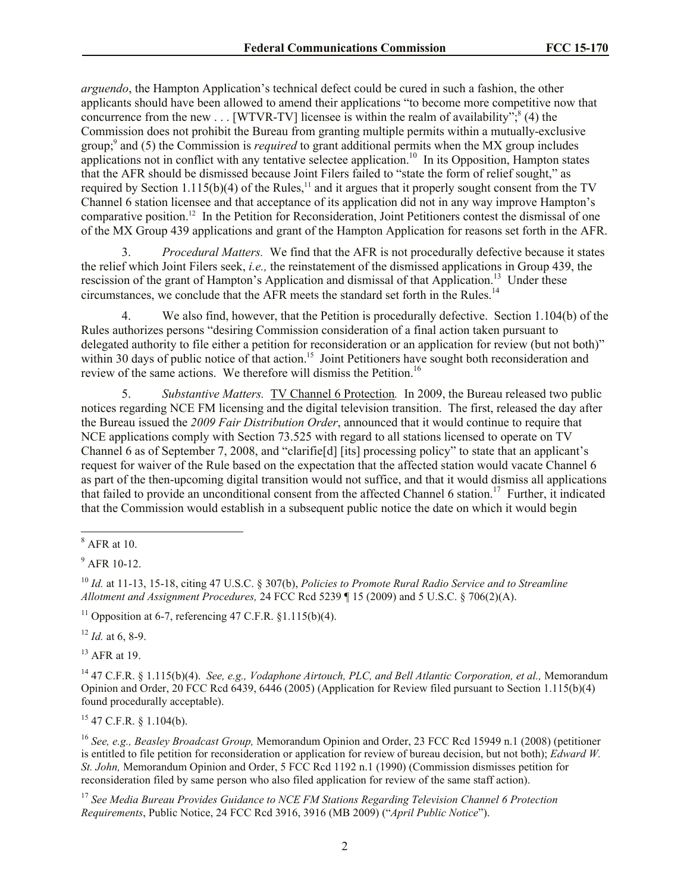*arguendo*, the Hampton Application's technical defect could be cured in such a fashion, the other applicants should have been allowed to amend their applications "to become more competitive now that concurrence from the new . . . [WTVR-TV] licensee is within the realm of availability";[8] (4) the Commission does not prohibit the Bureau from granting multiple permits within a mutually-exclusive group;[9] and (5) the Commission is *required* to grant additional permits when the MX group includes applications not in conflict with any tentative selectee application.[10] In its Opposition, Hampton states that the AFR should be dismissed because Joint Filers failed to "state the form of relief sought," as required by Section 1.115(b)(4) of the Rules,[11] and it argues that it properly sought consent from the TV Channel 6 station licensee and that acceptance of its application did not in any way improve Hampton's comparative position.[12] In the Petition for Reconsideration, Joint Petitioners contest the dismissal of one of the MX Group 439 applications and grant of the Hampton Application for reasons set forth in the AFR.

3. *Procedural Matters.* We find that the AFR is not procedurally defective because it states the relief which Joint Filers seek, *i.e.,* the reinstatement of the dismissed applications in Group 439, the rescission of the grant of Hampton's Application and dismissal of that Application.[13] Under these circumstances, we conclude that the AFR meets the standard set forth in the Rules.[14]

4. We also find, however, that the Petition is procedurally defective. Section 1.104(b) of the Rules authorizes persons "desiring Commission consideration of a final action taken pursuant to delegated authority to file either a petition for reconsideration or an application for review (but not both)" within 30 days of public notice of that action.[15] Joint Petitioners have sought both reconsideration and review of the same actions. We therefore will dismiss the Petition.[16]

5. *Substantive Matters.* TV Channel 6 Protection*.* In 2009, the Bureau released two public notices regarding NCE FM licensing and the digital television transition. The first, released the day after the Bureau issued the *2009 Fair Distribution Order*, announced that it would continue to require that NCE applications comply with Section 73.525 with regard to all stations licensed to operate on TV Channel 6 as of September 7, 2008, and "clarifie[d] [its] processing policy" to state that an applicant's request for waiver of the Rule based on the expectation that the affected station would vacate Channel 6 as part of the then-upcoming digital transition would not suffice, and that it would dismiss all applications that failed to provide an unconditional consent from the affected Channel 6 station.[17] Further, it indicated that the Commission would establish in a subsequent public notice the date on which it would begin

---

[8] AFR at 10.

[9] AFR 10-12.

[10] *Id.* at 11-13, 15-18, citing 47 U.S.C. § 307(b), *Policies to Promote Rural Radio Service and to Streamline Allotment and Assignment Procedures,* 24 FCC Rcd 5239 ¶ 15 (2009) and 5 U.S.C. § 706(2)(A).

[11] Opposition at 6-7, referencing 47 C.F.R. §1.115(b)(4).

[12] *Id.* at 6, 8-9.

[13] AFR at 19.

[14] 47 C.F.R. § 1.115(b)(4). *See, e.g., Vodaphone Airtouch, PLC, and Bell Atlantic Corporation, et al.,* Memorandum Opinion and Order, 20 FCC Rcd 6439, 6446 (2005) (Application for Review filed pursuant to Section 1.115(b)(4) found procedurally acceptable).

[15] 47 C.F.R. § 1.104(b).

[16] *See, e.g., Beasley Broadcast Group,* Memorandum Opinion and Order, 23 FCC Rcd 15949 n.1 (2008) (petitioner is entitled to file petition for reconsideration or application for review of bureau decision, but not both); *Edward W. St. John,* Memorandum Opinion and Order, 5 FCC Rcd 1192 n.1 (1990) (Commission dismisses petition for reconsideration filed by same person who also filed application for review of the same staff action).

[17] *See Media Bureau Provides Guidance to NCE FM Stations Regarding Television Channel 6 Protection Requirements*, Public Notice, 24 FCC Rcd 3916, 3916 (MB 2009) ("*April Public Notice*").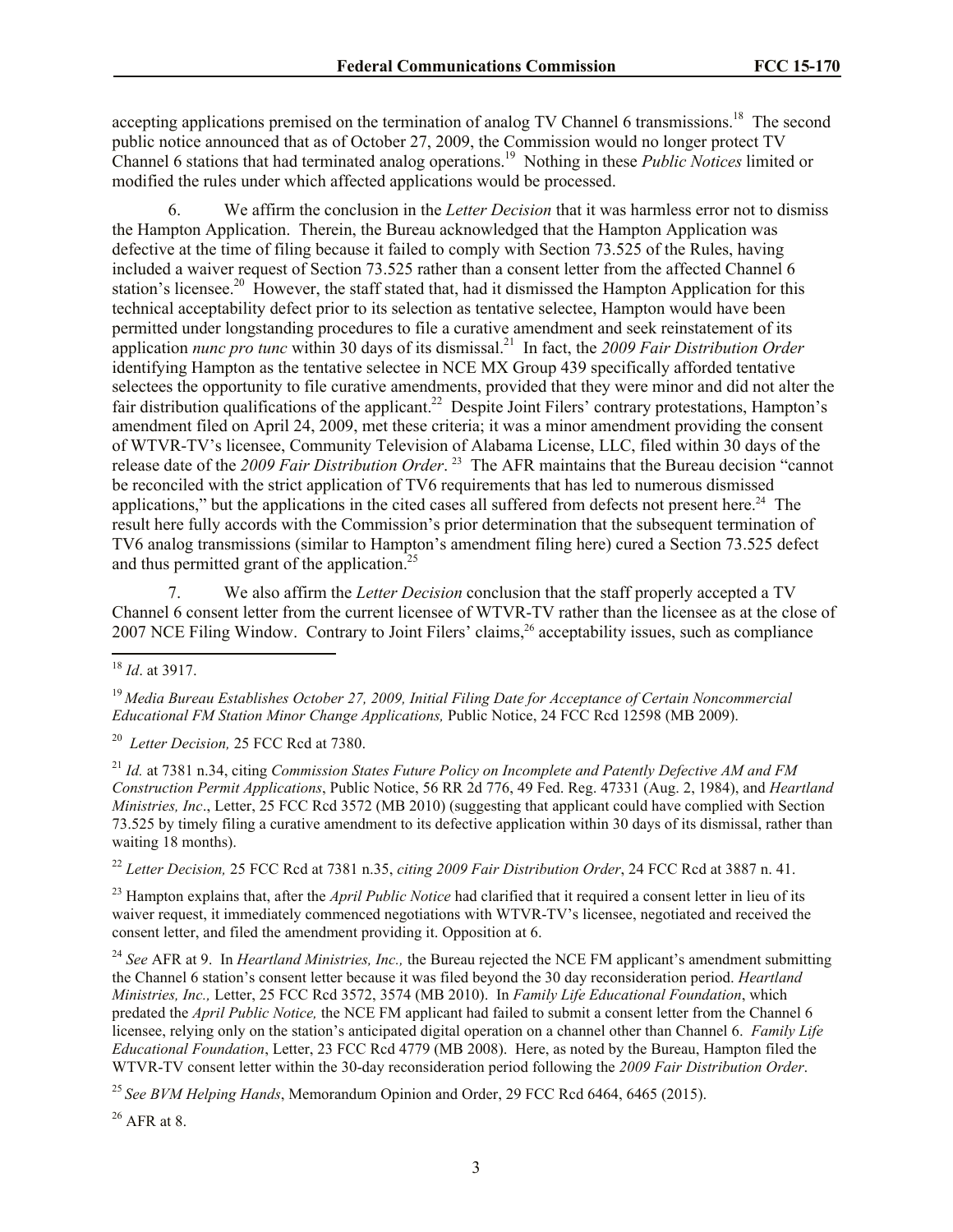accepting applications premised on the termination of analog TV Channel 6 transmissions.[18] The second public notice announced that as of October 27, 2009, the Commission would no longer protect TV Channel 6 stations that had terminated analog operations.[19] Nothing in these *Public Notices* limited or modified the rules under which affected applications would be processed.

6. We affirm the conclusion in the *Letter Decision* that it was harmless error not to dismiss the Hampton Application. Therein, the Bureau acknowledged that the Hampton Application was defective at the time of filing because it failed to comply with Section 73.525 of the Rules, having included a waiver request of Section 73.525 rather than a consent letter from the affected Channel 6 station's licensee.[20] However, the staff stated that, had it dismissed the Hampton Application for this technical acceptability defect prior to its selection as tentative selectee, Hampton would have been permitted under longstanding procedures to file a curative amendment and seek reinstatement of its application *nunc pro tunc* within 30 days of its dismissal.[21] In fact, the *2009 Fair Distribution Order* identifying Hampton as the tentative selectee in NCE MX Group 439 specifically afforded tentative selectees the opportunity to file curative amendments, provided that they were minor and did not alter the fair distribution qualifications of the applicant.[22] Despite Joint Filers' contrary protestations, Hampton's amendment filed on April 24, 2009, met these criteria; it was a minor amendment providing the consent of WTVR-TV's licensee, Community Television of Alabama License, LLC, filed within 30 days of the release date of the *2009 Fair Distribution Order*.[23] The AFR maintains that the Bureau decision "cannot be reconciled with the strict application of TV6 requirements that has led to numerous dismissed applications," but the applications in the cited cases all suffered from defects not present here.[24] The result here fully accords with the Commission's prior determination that the subsequent termination of TV6 analog transmissions (similar to Hampton's amendment filing here) cured a Section 73.525 defect and thus permitted grant of the application.[25]

7. We also affirm the *Letter Decision* conclusion that the staff properly accepted a TV Channel 6 consent letter from the current licensee of WTVR-TV rather than the licensee as at the close of 2007 NCE Filing Window. Contrary to Joint Filers' claims,[26] acceptability issues, such as compliance

---

[18] *Id*. at 3917.

[19] *Media Bureau Establishes October 27, 2009, Initial Filing Date for Acceptance of Certain Noncommercial Educational FM Station Minor Change Applications,* Public Notice, 24 FCC Rcd 12598 (MB 2009).

[20] *Letter Decision,* 25 FCC Rcd at 7380.

[21] *Id.* at 7381 n.34, citing *Commission States Future Policy on Incomplete and Patently Defective AM and FM Construction Permit Applications*, Public Notice, 56 RR 2d 776, 49 Fed. Reg. 47331 (Aug. 2, 1984), and *Heartland Ministries, Inc*., Letter, 25 FCC Rcd 3572 (MB 2010) (suggesting that applicant could have complied with Section 73.525 by timely filing a curative amendment to its defective application within 30 days of its dismissal, rather than waiting 18 months).

[22] *Letter Decision,* 25 FCC Rcd at 7381 n.35, *citing 2009 Fair Distribution Order*, 24 FCC Rcd at 3887 n. 41.

[23] Hampton explains that, after the *April Public Notice* had clarified that it required a consent letter in lieu of its waiver request, it immediately commenced negotiations with WTVR-TV's licensee, negotiated and received the consent letter, and filed the amendment providing it. Opposition at 6.

[24] *See* AFR at 9. In *Heartland Ministries, Inc.,* the Bureau rejected the NCE FM applicant's amendment submitting the Channel 6 station's consent letter because it was filed beyond the 30 day reconsideration period. *Heartland Ministries, Inc.,* Letter, 25 FCC Rcd 3572, 3574 (MB 2010). In *Family Life Educational Foundation*, which predated the *April Public Notice,* the NCE FM applicant had failed to submit a consent letter from the Channel 6 licensee, relying only on the station's anticipated digital operation on a channel other than Channel 6. *Family Life Educational Foundation*, Letter, 23 FCC Rcd 4779 (MB 2008). Here, as noted by the Bureau, Hampton filed the WTVR-TV consent letter within the 30-day reconsideration period following the *2009 Fair Distribution Order*.

[25] *See BVM Helping Hands*, Memorandum Opinion and Order, 29 FCC Rcd 6464, 6465 (2015).

[26] AFR at 8.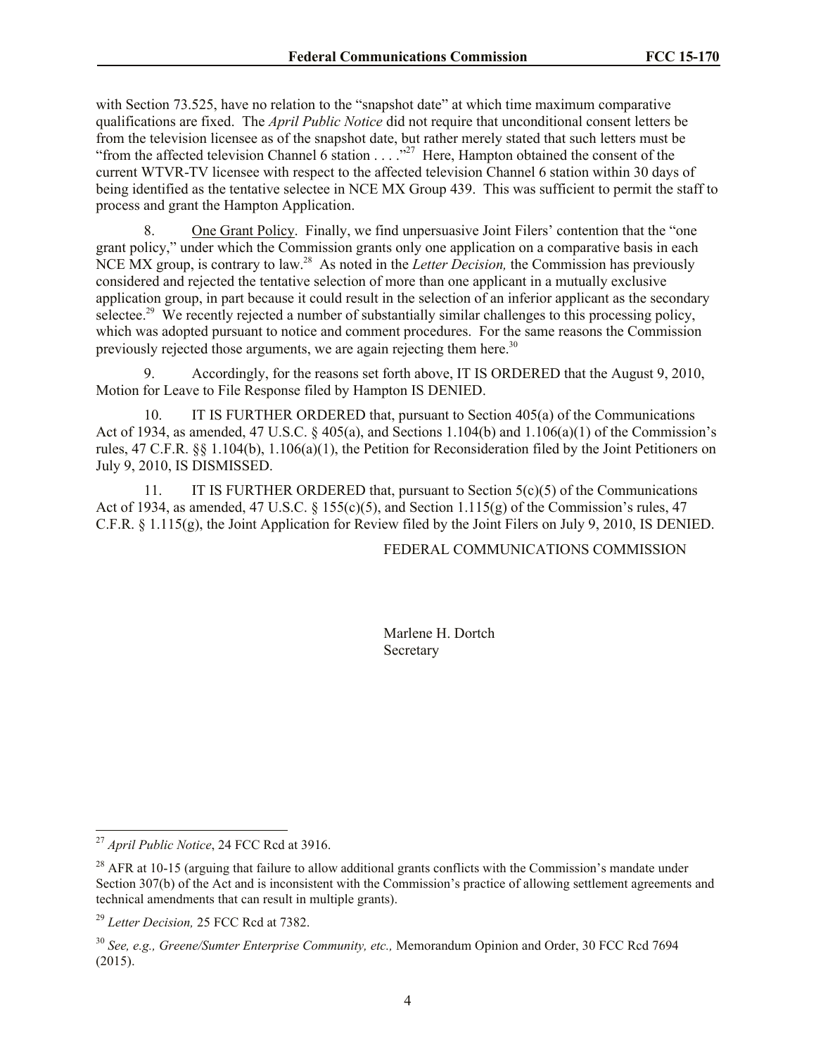with Section 73.525, have no relation to the "snapshot date" at which time maximum comparative qualifications are fixed. The *April Public Notice* did not require that unconditional consent letters be from the television licensee as of the snapshot date, but rather merely stated that such letters must be "from the affected television Channel 6 station . . . ."[27] Here, Hampton obtained the consent of the current WTVR-TV licensee with respect to the affected television Channel 6 station within 30 days of being identified as the tentative selectee in NCE MX Group 439. This was sufficient to permit the staff to process and grant the Hampton Application.

8. One Grant Policy. Finally, we find unpersuasive Joint Filers' contention that the "one grant policy," under which the Commission grants only one application on a comparative basis in each NCE MX group, is contrary to law.[28] As noted in the *Letter Decision,* the Commission has previously considered and rejected the tentative selection of more than one applicant in a mutually exclusive application group, in part because it could result in the selection of an inferior applicant as the secondary selectee.[29] We recently rejected a number of substantially similar challenges to this processing policy, which was adopted pursuant to notice and comment procedures. For the same reasons the Commission previously rejected those arguments, we are again rejecting them here.[30]

9. Accordingly, for the reasons set forth above, IT IS ORDERED that the August 9, 2010, Motion for Leave to File Response filed by Hampton IS DENIED.

10. IT IS FURTHER ORDERED that, pursuant to Section 405(a) of the Communications Act of 1934, as amended, 47 U.S.C. § 405(a), and Sections 1.104(b) and 1.106(a)(1) of the Commission's rules, 47 C.F.R. §§ 1.104(b), 1.106(a)(1), the Petition for Reconsideration filed by the Joint Petitioners on July 9, 2010, IS DISMISSED.

11. IT IS FURTHER ORDERED that, pursuant to Section 5(c)(5) of the Communications Act of 1934, as amended, 47 U.S.C. § 155(c)(5), and Section 1.115(g) of the Commission's rules, 47 C.F.R. § 1.115(g), the Joint Application for Review filed by the Joint Filers on July 9, 2010, IS DENIED.

FEDERAL COMMUNICATIONS COMMISSION

Marlene H. Dortch
Secretary

---

[27] *April Public Notice*, 24 FCC Rcd at 3916.

[28] AFR at 10-15 (arguing that failure to allow additional grants conflicts with the Commission's mandate under Section 307(b) of the Act and is inconsistent with the Commission's practice of allowing settlement agreements and technical amendments that can result in multiple grants).

[29] *Letter Decision,* 25 FCC Rcd at 7382.

[30] *See, e.g., Greene/Sumter Enterprise Community, etc.,* Memorandum Opinion and Order, 30 FCC Rcd 7694 (2015).